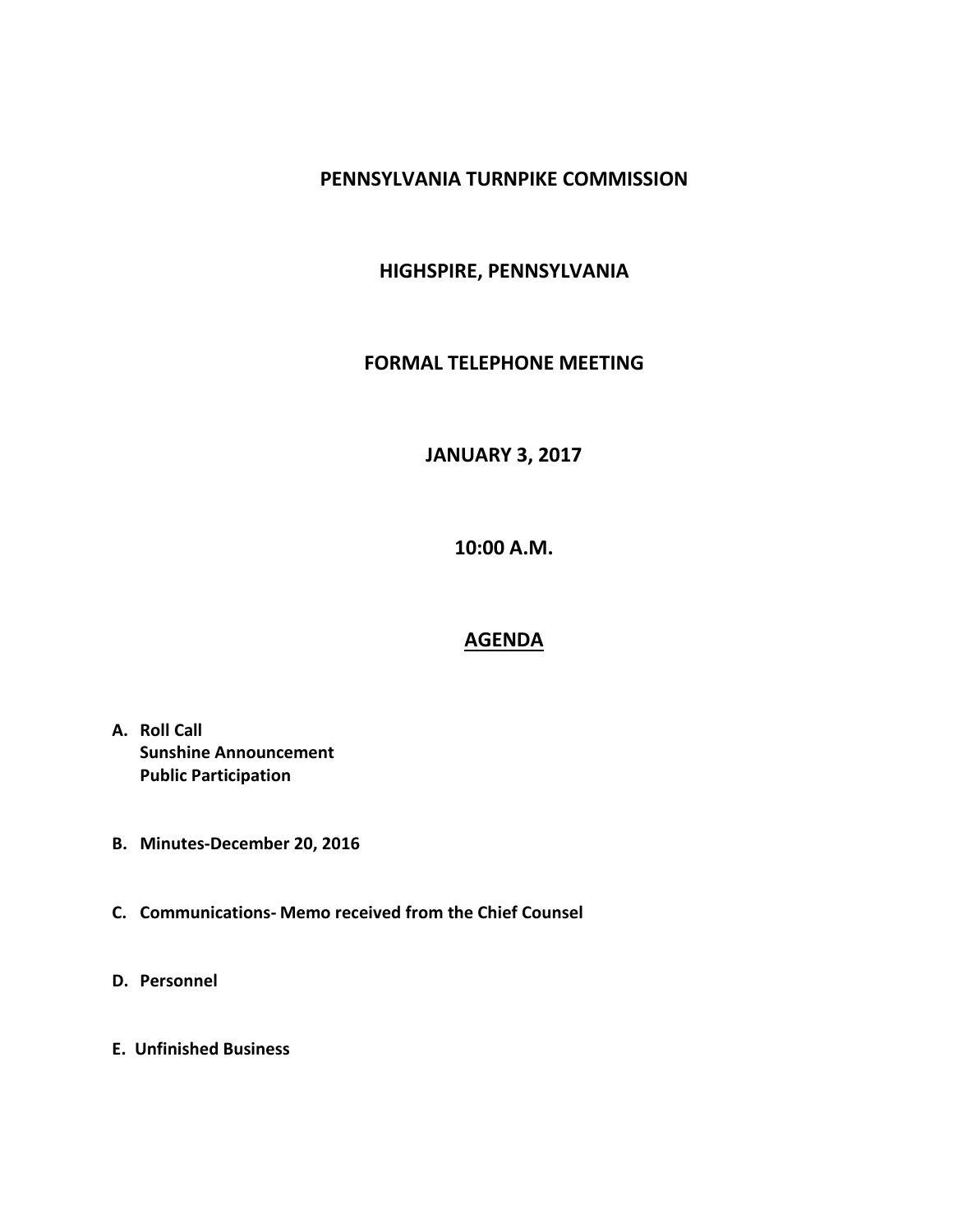# PENNSYLVANIA TURNPIKE COMMISSION

## HIGHSPIRE, PENNSYLVANIA

## FORMAL TELEPHONE MEETING

## JANUARY 3, 2017

## 10:00 A.M.

## AGENDA

**A. Roll Call**
**Sunshine Announcement**
**Public Participation**

**B. Minutes-December 20, 2016**

**C. Communications- Memo received from the Chief Counsel**

**D. Personnel**

**E. Unfinished Business**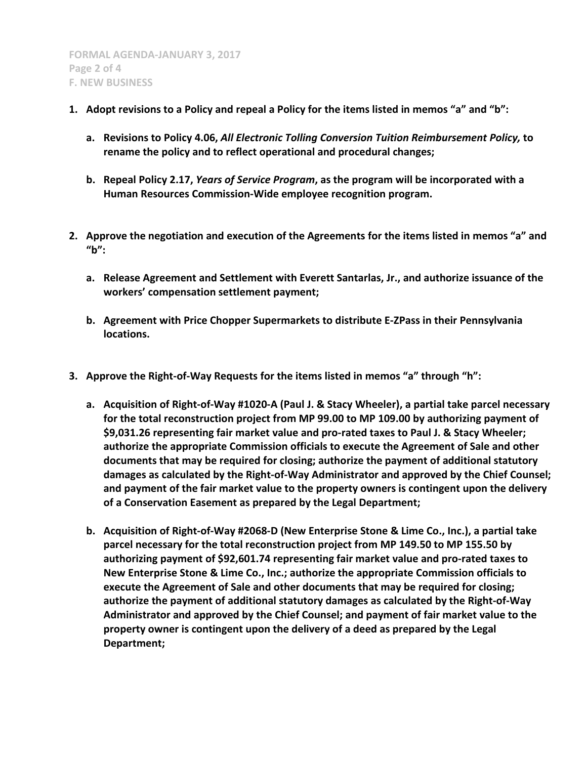**F. NEW BUSINESS**

1. **Adopt revisions to a Policy and repeal a Policy for the items listed in memos “a” and “b”:**

   a. **Revisions to Policy 4.06, *All Electronic Tolling Conversion Tuition Reimbursement Policy,* to rename the policy and to reflect operational and procedural changes;**

   b. **Repeal Policy 2.17, *Years of Service Program*, as the program will be incorporated with a Human Resources Commission-Wide employee recognition program.**

2. **Approve the negotiation and execution of the Agreements for the items listed in memos “a” and “b”:**

   a. **Release Agreement and Settlement with Everett Santarlas, Jr., and authorize issuance of the workers’ compensation settlement payment;**

   b. **Agreement with Price Chopper Supermarkets to distribute E-ZPass in their Pennsylvania locations.**

3. **Approve the Right-of-Way Requests for the items listed in memos “a” through “h”:**

   a. **Acquisition of Right-of-Way #1020-A (Paul J. & Stacy Wheeler), a partial take parcel necessary for the total reconstruction project from MP 99.00 to MP 109.00 by authorizing payment of $9,031.26 representing fair market value and pro-rated taxes to Paul J. & Stacy Wheeler; authorize the appropriate Commission officials to execute the Agreement of Sale and other documents that may be required for closing; authorize the payment of additional statutory damages as calculated by the Right-of-Way Administrator and approved by the Chief Counsel; and payment of the fair market value to the property owners is contingent upon the delivery of a Conservation Easement as prepared by the Legal Department;**

   b. **Acquisition of Right-of-Way #2068-D (New Enterprise Stone & Lime Co., Inc.), a partial take parcel necessary for the total reconstruction project from MP 149.50 to MP 155.50 by authorizing payment of $92,601.74 representing fair market value and pro-rated taxes to New Enterprise Stone & Lime Co., Inc.; authorize the appropriate Commission officials to execute the Agreement of Sale and other documents that may be required for closing; authorize the payment of additional statutory damages as calculated by the Right-of-Way Administrator and approved by the Chief Counsel; and payment of fair market value to the property owner is contingent upon the delivery of a deed as prepared by the Legal Department;**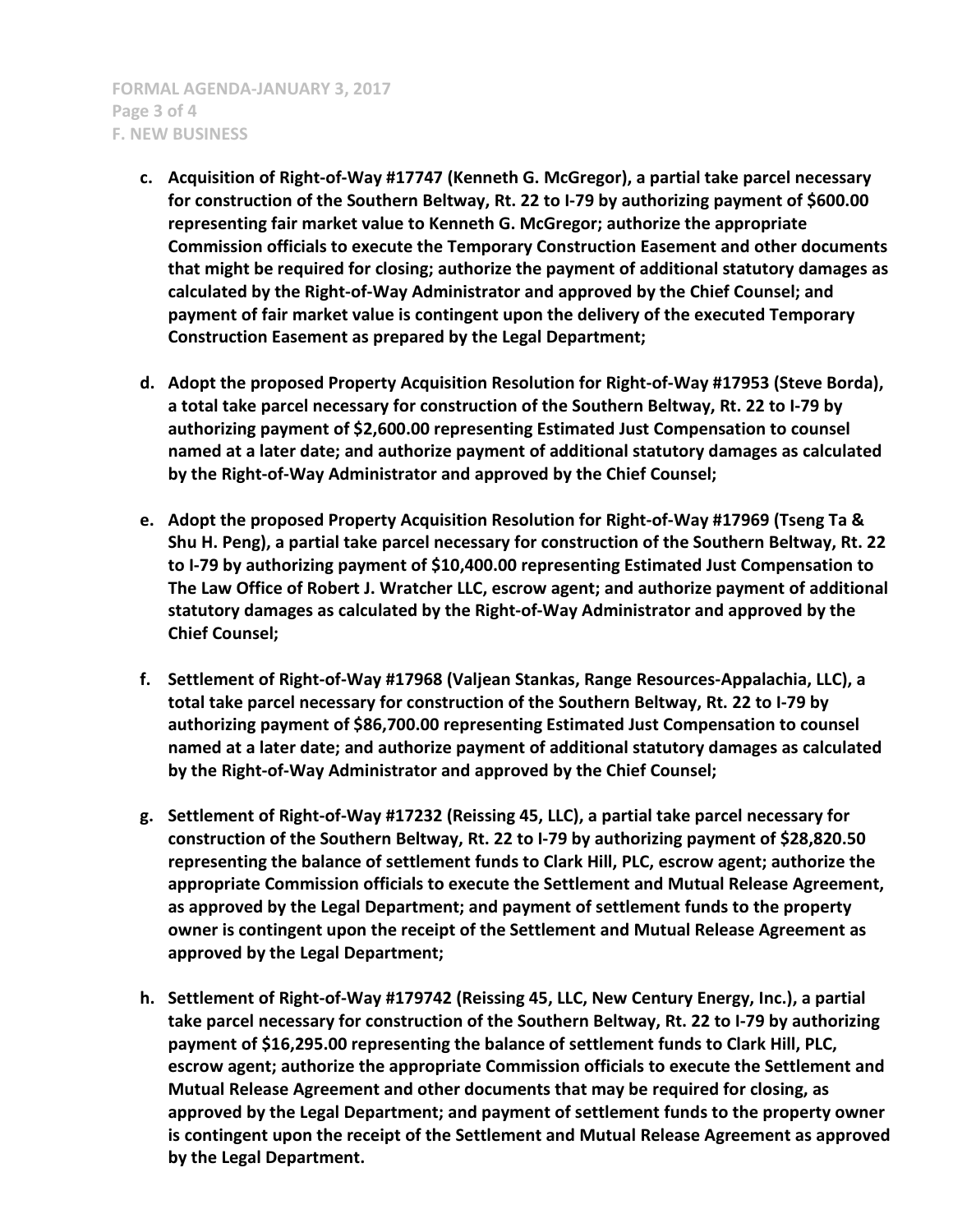**c. Acquisition of Right-of-Way #17747 (Kenneth G. McGregor), a partial take parcel necessary for construction of the Southern Beltway, Rt. 22 to I-79 by authorizing payment of $600.00 representing fair market value to Kenneth G. McGregor; authorize the appropriate Commission officials to execute the Temporary Construction Easement and other documents that might be required for closing; authorize the payment of additional statutory damages as calculated by the Right-of-Way Administrator and approved by the Chief Counsel; and payment of fair market value is contingent upon the delivery of the executed Temporary Construction Easement as prepared by the Legal Department;**

**d. Adopt the proposed Property Acquisition Resolution for Right-of-Way #17953 (Steve Borda), a total take parcel necessary for construction of the Southern Beltway, Rt. 22 to I-79 by authorizing payment of $2,600.00 representing Estimated Just Compensation to counsel named at a later date; and authorize payment of additional statutory damages as calculated by the Right-of-Way Administrator and approved by the Chief Counsel;**

**e. Adopt the proposed Property Acquisition Resolution for Right-of-Way #17969 (Tseng Ta & Shu H. Peng), a partial take parcel necessary for construction of the Southern Beltway, Rt. 22 to I-79 by authorizing payment of $10,400.00 representing Estimated Just Compensation to The Law Office of Robert J. Wratcher LLC, escrow agent; and authorize payment of additional statutory damages as calculated by the Right-of-Way Administrator and approved by the Chief Counsel;**

**f. Settlement of Right-of-Way #17968 (Valjean Stankas, Range Resources-Appalachia, LLC), a total take parcel necessary for construction of the Southern Beltway, Rt. 22 to I-79 by authorizing payment of $86,700.00 representing Estimated Just Compensation to counsel named at a later date; and authorize payment of additional statutory damages as calculated by the Right-of-Way Administrator and approved by the Chief Counsel;**

**g. Settlement of Right-of-Way #17232 (Reissing 45, LLC), a partial take parcel necessary for construction of the Southern Beltway, Rt. 22 to I-79 by authorizing payment of $28,820.50 representing the balance of settlement funds to Clark Hill, PLC, escrow agent; authorize the appropriate Commission officials to execute the Settlement and Mutual Release Agreement, as approved by the Legal Department; and payment of settlement funds to the property owner is contingent upon the receipt of the Settlement and Mutual Release Agreement as approved by the Legal Department;**

**h. Settlement of Right-of-Way #179742 (Reissing 45, LLC, New Century Energy, Inc.), a partial take parcel necessary for construction of the Southern Beltway, Rt. 22 to I-79 by authorizing payment of $16,295.00 representing the balance of settlement funds to Clark Hill, PLC, escrow agent; authorize the appropriate Commission officials to execute the Settlement and Mutual Release Agreement and other documents that may be required for closing, as approved by the Legal Department; and payment of settlement funds to the property owner is contingent upon the receipt of the Settlement and Mutual Release Agreement as approved by the Legal Department.**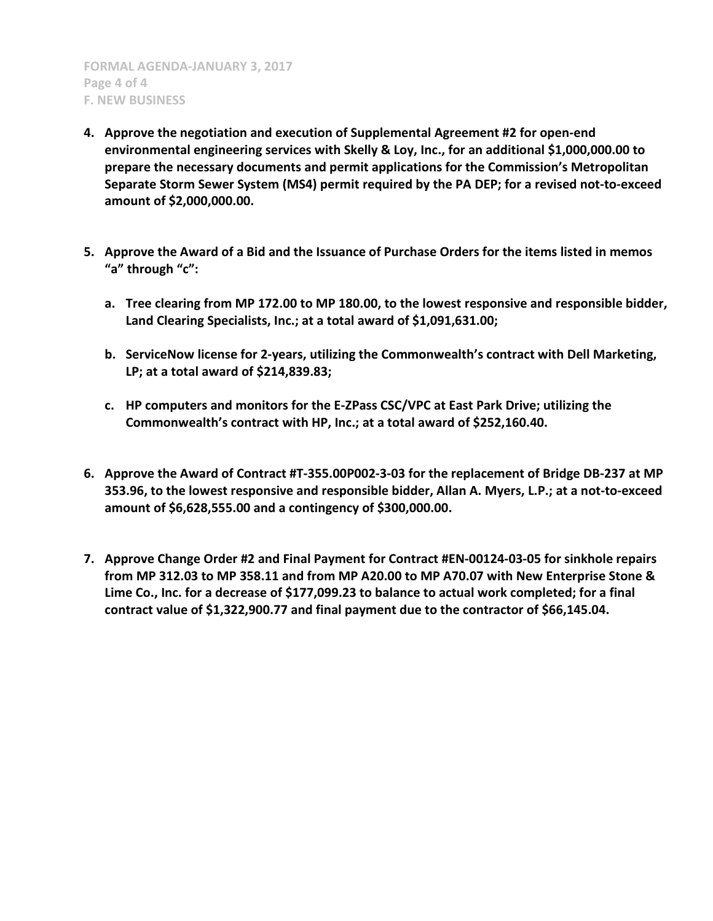**F. NEW BUSINESS**

4. **Approve the negotiation and execution of Supplemental Agreement #2 for open-end environmental engineering services with Skelly & Loy, Inc., for an additional $1,000,000.00 to prepare the necessary documents and permit applications for the Commission's Metropolitan Separate Storm Sewer System (MS4) permit required by the PA DEP; for a revised not-to-exceed amount of $2,000,000.00.**

5. **Approve the Award of a Bid and the Issuance of Purchase Orders for the items listed in memos "a" through "c":**

   a. **Tree clearing from MP 172.00 to MP 180.00, to the lowest responsive and responsible bidder, Land Clearing Specialists, Inc.; at a total award of $1,091,631.00;**

   b. **ServiceNow license for 2-years, utilizing the Commonwealth's contract with Dell Marketing, LP; at a total award of $214,839.83;**

   c. **HP computers and monitors for the E-ZPass CSC/VPC at East Park Drive; utilizing the Commonwealth's contract with HP, Inc.; at a total award of $252,160.40.**

6. **Approve the Award of Contract #T-355.00P002-3-03 for the replacement of Bridge DB-237 at MP 353.96, to the lowest responsive and responsible bidder, Allan A. Myers, L.P.; at a not-to-exceed amount of $6,628,555.00 and a contingency of $300,000.00.**

7. **Approve Change Order #2 and Final Payment for Contract #EN-00124-03-05 for sinkhole repairs from MP 312.03 to MP 358.11 and from MP A20.00 to MP A70.07 with New Enterprise Stone & Lime Co., Inc. for a decrease of $177,099.23 to balance to actual work completed; for a final contract value of $1,322,900.77 and final payment due to the contractor of $66,145.04.**